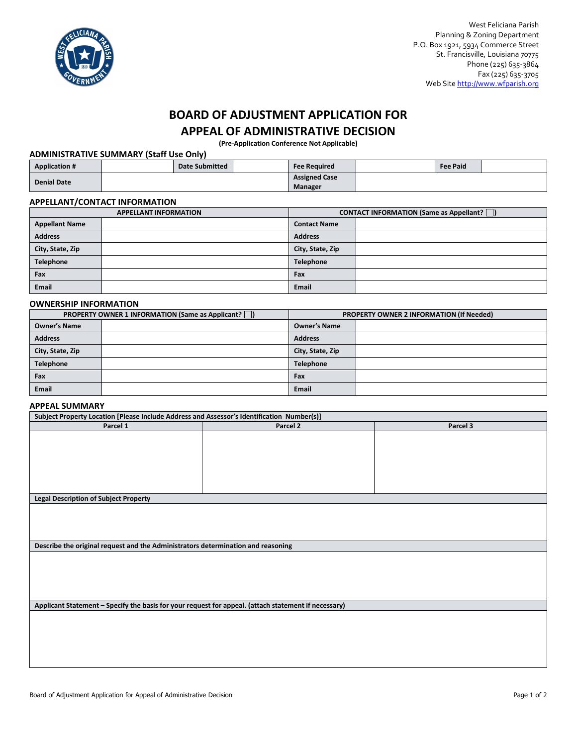West Feliciana Parish
Planning & Zoning Department
P.O. Box 1921, 5934 Commerce Street
St. Francisville, Louisiana 70775
Phone (225) 635-3864
Fax (225) 635-3705
Web Site http://www.wfparish.org

# BOARD OF ADJUSTMENT APPLICATION FOR APPEAL OF ADMINISTRATIVE DECISION

**(Pre-Application Conference Not Applicable)**

## ADMINISTRATIVE SUMMARY (Staff Use Only)

| Application # | | Date Submitted | | Fee Required | | Fee Paid | |
|---|---|---|---|---|---|---|---|
| Denial Date | | | | Assigned Case Manager | | | |

## APPELLANT/CONTACT INFORMATION

| APPELLANT INFORMATION | | CONTACT INFORMATION (Same as Appellant? ☐) | |
|---|---|---|---|
| Appellant Name | | Contact Name | |
| Address | | Address | |
| City, State, Zip | | City, State, Zip | |
| Telephone | | Telephone | |
| Fax | | Fax | |
| Email | | Email | |

## OWNERSHIP INFORMATION

| PROPERTY OWNER 1 INFORMATION (Same as Applicant? ☐) | | PROPERTY OWNER 2 INFORMATION (If Needed) | |
|---|---|---|---|
| Owner's Name | | Owner's Name | |
| Address | | Address | |
| City, State, Zip | | City, State, Zip | |
| Telephone | | Telephone | |
| Fax | | Fax | |
| Email | | Email | |

## APPEAL SUMMARY

| Subject Property Location [Please Include Address and Assessor's Identification Number(s)] | | |
|---|---|---|
| Parcel 1 | Parcel 2 | Parcel 3 |
| | | |

**Legal Description of Subject Property**

**Describe the original request and the Administrators determination and reasoning**

**Applicant Statement – Specify the basis for your request for appeal. (attach statement if necessary)**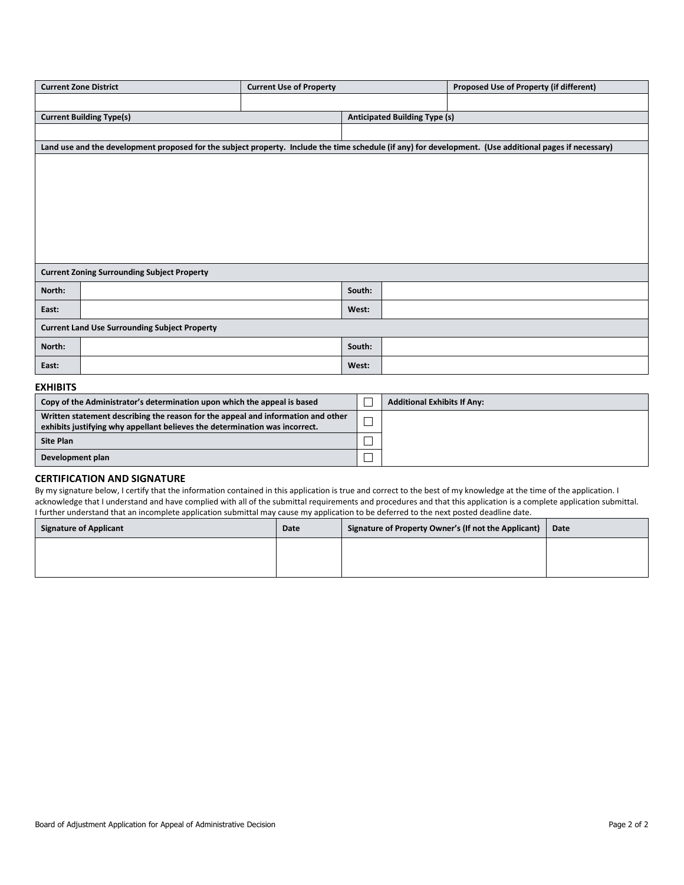| Current Zone District | Current Use of Property | Proposed Use of Property (if different) |
|---|---|---|
| | | |

| Current Building Type(s) | Anticipated Building Type (s) |
|---|---|
| | |

| Land use and the development proposed for the subject property. Include the time schedule (if any) for development. (Use additional pages if necessary) |
|---|
| |

| Current Zoning Surrounding Subject Property | | | |
|---|---|---|---|
| North: | | South: | |
| East: | | West: | |

| Current Land Use Surrounding Subject Property | | | |
|---|---|---|---|
| North: | | South: | |
| East: | | West: | |

## EXHIBITS

| | | |
|---|---|---|
| Copy of the Administrator's determination upon which the appeal is based | ☐ | Additional Exhibits If Any: |
| Written statement describing the reason for the appeal and information and other exhibits justifying why appellant believes the determination was incorrect. | ☐ | |
| Site Plan | ☐ | |
| Development plan | ☐ | |

## CERTIFICATION AND SIGNATURE

By my signature below, I certify that the information contained in this application is true and correct to the best of my knowledge at the time of the application. I acknowledge that I understand and have complied with all of the submittal requirements and procedures and that this application is a complete application submittal. I further understand that an incomplete application submittal may cause my application to be deferred to the next posted deadline date.

| Signature of Applicant | Date | Signature of Property Owner's (If not the Applicant) | Date |
|---|---|---|---|
| | | | |

Board of Adjustment Application for Appeal of Administrative Decision